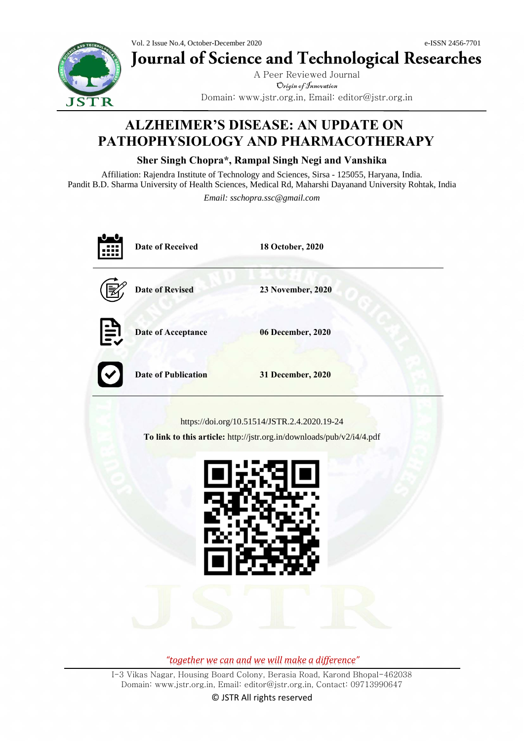Vol. 2 Issue No.4, October-December 2020

e-ISSN 2456-7701

# Journal of Science and Technological Researches

A Peer Reviewed Journal

*Origin of Innovation*

Domain: www.jstr.org.in, Email: editor@jstr.org.in

# ALZHEIMER'S DISEASE: AN UPDATE ON PATHOPHYSIOLOGY AND PHARMACOTHERAPY

**Sher Singh Chopra\*, Rampal Singh Negi and Vanshika**

Affiliation: Rajendra Institute of Technology and Sciences, Sirsa - 125055, Haryana, India.
Pandit B.D. Sharma University of Health Sciences, Medical Rd, Maharshi Dayanand University Rohtak, India

*Email: sschopra.ssc@gmail.com*

| | |
|---|---|
| **Date of Received** | **18 October, 2020** |
| **Date of Revised** | **23 November, 2020** |
| **Date of Acceptance** | **06 December, 2020** |
| **Date of Publication** | **31 December, 2020** |

https://doi.org/10.51514/JSTR.2.4.2020.19-24

**To link to this article:** http://jstr.org.in/downloads/pub/v2/i4/4.pdf

*"together we can and we will make a difference"*

I-3 Vikas Nagar, Housing Board Colony, Berasia Road, Karond Bhopal-462038
Domain: www.jstr.org.in, Email: editor@jstr.org.in, Contact: 09713990647

© JSTR All rights reserved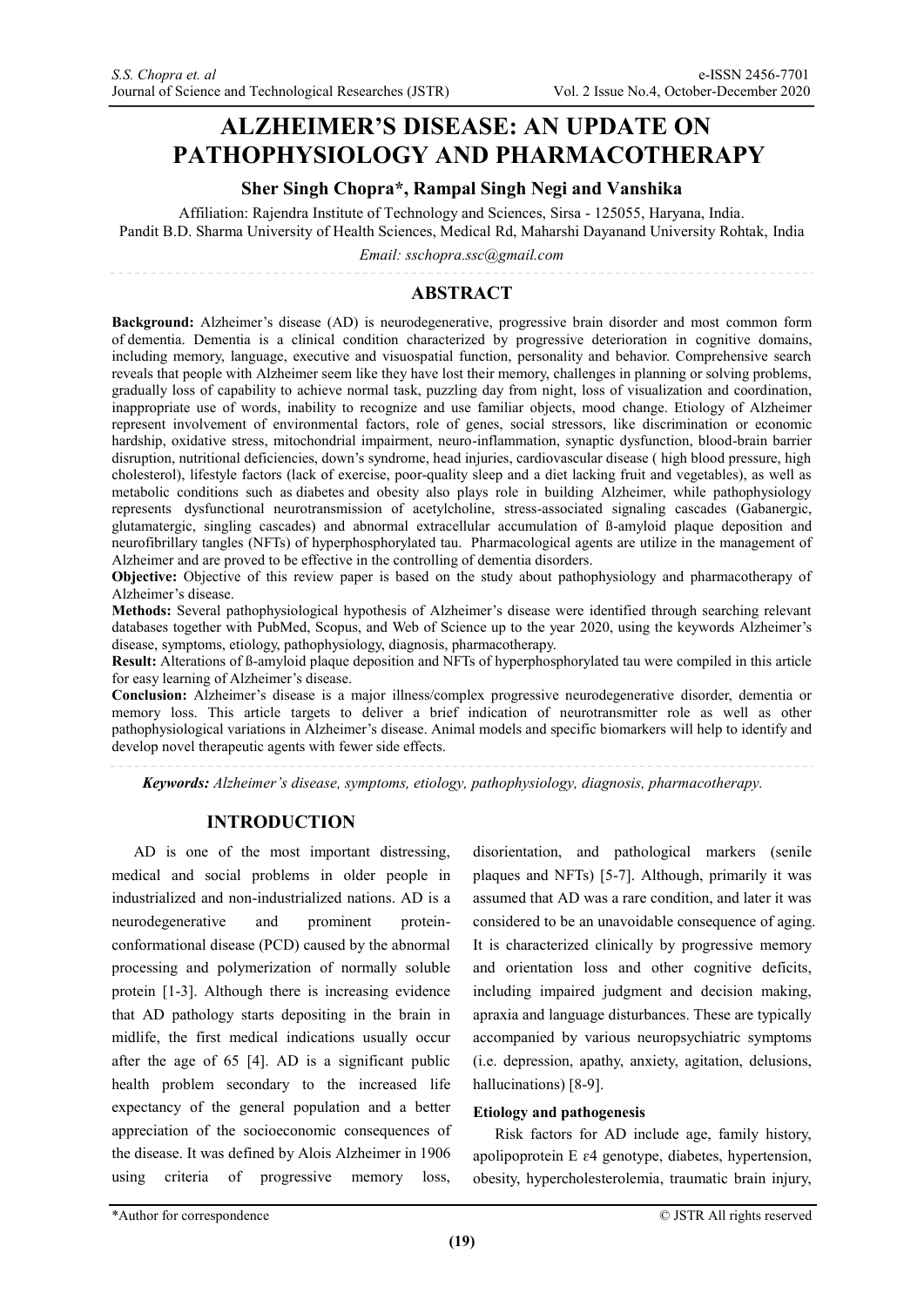# ALZHEIMER'S DISEASE: AN UPDATE ON PATHOPHYSIOLOGY AND PHARMACOTHERAPY

**Sher Singh Chopra*, Rampal Singh Negi and Vanshika**

Affiliation: Rajendra Institute of Technology and Sciences, Sirsa - 125055, Haryana, India.
Pandit B.D. Sharma University of Health Sciences, Medical Rd, Maharshi Dayanand University Rohtak, India

*Email: sschopra.ssc@gmail.com*

## ABSTRACT

**Background:** Alzheimer's disease (AD) is neurodegenerative, progressive brain disorder and most common form of dementia. Dementia is a clinical condition characterized by progressive deterioration in cognitive domains, including memory, language, executive and visuospatial function, personality and behavior. Comprehensive search reveals that people with Alzheimer seem like they have lost their memory, challenges in planning or solving problems, gradually loss of capability to achieve normal task, puzzling day from night, loss of visualization and coordination, inappropriate use of words, inability to recognize and use familiar objects, mood change. Etiology of Alzheimer represent involvement of environmental factors, role of genes, social stressors, like discrimination or economic hardship, oxidative stress, mitochondrial impairment, neuro-inflammation, synaptic dysfunction, blood-brain barrier disruption, nutritional deficiencies, down's syndrome, head injuries, cardiovascular disease ( high blood pressure, high cholesterol), lifestyle factors (lack of exercise, poor-quality sleep and a diet lacking fruit and vegetables), as well as metabolic conditions such as diabetes and obesity also plays role in building Alzheimer, while pathophysiology represents dysfunctional neurotransmission of acetylcholine, stress-associated signaling cascades (Gabanergic, glutamatergic, singling cascades) and abnormal extracellular accumulation of ß-amyloid plaque deposition and neurofibrillary tangles (NFTs) of hyperphosphorylated tau. Pharmacological agents are utilize in the management of Alzheimer and are proved to be effective in the controlling of dementia disorders.

**Objective:** Objective of this review paper is based on the study about pathophysiology and pharmacotherapy of Alzheimer's disease.

**Methods:** Several pathophysiological hypothesis of Alzheimer's disease were identified through searching relevant databases together with PubMed, Scopus, and Web of Science up to the year 2020, using the keywords Alzheimer's disease, symptoms, etiology, pathophysiology, diagnosis, pharmacotherapy.

**Result:** Alterations of ß-amyloid plaque deposition and NFTs of hyperphosphorylated tau were compiled in this article for easy learning of Alzheimer's disease.

**Conclusion:** Alzheimer's disease is a major illness/complex progressive neurodegenerative disorder, dementia or memory loss. This article targets to deliver a brief indication of neurotransmitter role as well as other pathophysiological variations in Alzheimer's disease. Animal models and specific biomarkers will help to identify and develop novel therapeutic agents with fewer side effects.

***Keywords:** Alzheimer's disease, symptoms, etiology, pathophysiology, diagnosis, pharmacotherapy.*

## INTRODUCTION

AD is one of the most important distressing, medical and social problems in older people in industrialized and non-industrialized nations. AD is a neurodegenerative and prominent protein-conformational disease (PCD) caused by the abnormal processing and polymerization of normally soluble protein [1-3]. Although there is increasing evidence that AD pathology starts depositing in the brain in midlife, the first medical indications usually occur after the age of 65 [4]. AD is a significant public health problem secondary to the increased life expectancy of the general population and a better appreciation of the socioeconomic consequences of the disease. It was defined by Alois Alzheimer in 1906 using criteria of progressive memory loss, disorientation, and pathological markers (senile plaques and NFTs) [5-7]. Although, primarily it was assumed that AD was a rare condition, and later it was considered to be an unavoidable consequence of aging. It is characterized clinically by progressive memory and orientation loss and other cognitive deficits, including impaired judgment and decision making, apraxia and language disturbances. These are typically accompanied by various neuropsychiatric symptoms (i.e. depression, apathy, anxiety, agitation, delusions, hallucinations) [8-9].

### Etiology and pathogenesis

Risk factors for AD include age, family history, apolipoprotein E ε4 genotype, diabetes, hypertension, obesity, hypercholesterolemia, traumatic brain injury,

*Author for correspondence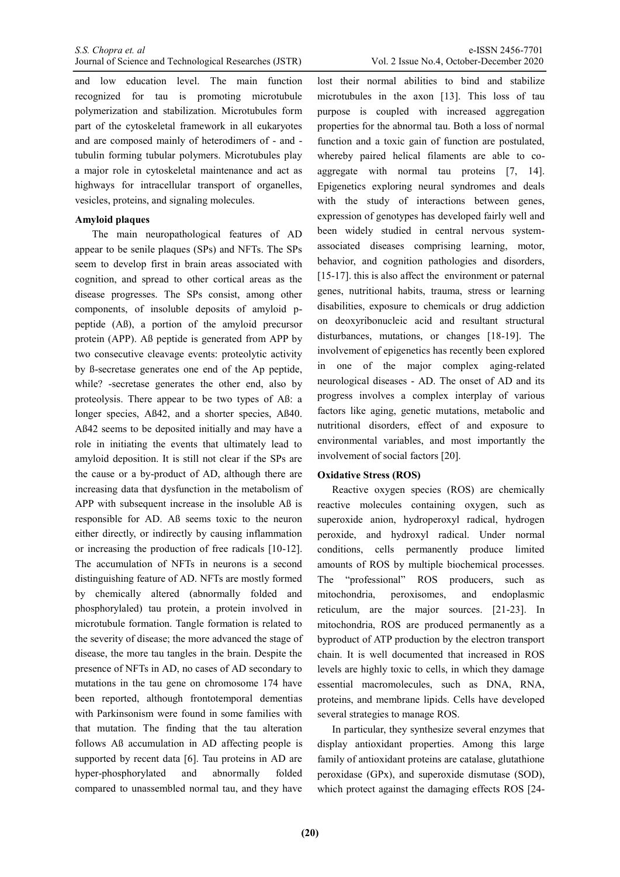and low education level. The main function recognized for tau is promoting microtubule polymerization and stabilization. Microtubules form part of the cytoskeletal framework in all eukaryotes and are composed mainly of heterodimers of - and - tubulin forming tubular polymers. Microtubules play a major role in cytoskeletal maintenance and act as highways for intracellular transport of organelles, vesicles, proteins, and signaling molecules.

**Amyloid plaques**

The main neuropathological features of AD appear to be senile plaques (SPs) and NFTs. The SPs seem to develop first in brain areas associated with cognition, and spread to other cortical areas as the disease progresses. The SPs consist, among other components, of insoluble deposits of amyloid p-peptide (Aß), a portion of the amyloid precursor protein (APP). Aß peptide is generated from APP by two consecutive cleavage events: proteolytic activity by ß-secretase generates one end of the Ap peptide, while? -secretase generates the other end, also by proteolysis. There appear to be two types of Aß: a longer species, Aß42, and a shorter species, Aß40. Aß42 seems to be deposited initially and may have a role in initiating the events that ultimately lead to amyloid deposition. It is still not clear if the SPs are the cause or a by-product of AD, although there are increasing data that dysfunction in the metabolism of APP with subsequent increase in the insoluble Aß is responsible for AD. Aß seems toxic to the neuron either directly, or indirectly by causing inflammation or increasing the production of free radicals [10-12]. The accumulation of NFTs in neurons is a second distinguishing feature of AD. NFTs are mostly formed by chemically altered (abnormally folded and phosphorylaled) tau protein, a protein involved in microtubule formation. Tangle formation is related to the severity of disease; the more advanced the stage of disease, the more tau tangles in the brain. Despite the presence of NFTs in AD, no cases of AD secondary to mutations in the tau gene on chromosome 174 have been reported, although frontotemporal dementias with Parkinsonism were found in some families with that mutation. The finding that the tau alteration follows Aß accumulation in AD affecting people is supported by recent data [6]. Tau proteins in AD are hyper-phosphorylated and abnormally folded compared to unassembled normal tau, and they have lost their normal abilities to bind and stabilize microtubules in the axon [13]. This loss of tau purpose is coupled with increased aggregation properties for the abnormal tau. Both a loss of normal function and a toxic gain of function are postulated, whereby paired helical filaments are able to co-aggregate with normal tau proteins [7, 14]. Epigenetics exploring neural syndromes and deals with the study of interactions between genes, expression of genotypes has developed fairly well and been widely studied in central nervous system-associated diseases comprising learning, motor, behavior, and cognition pathologies and disorders, [15-17]. this is also affect the environment or paternal genes, nutritional habits, trauma, stress or learning disabilities, exposure to chemicals or drug addiction on deoxyribonucleic acid and resultant structural disturbances, mutations, or changes [18-19]. The involvement of epigenetics has recently been explored in one of the major complex aging-related neurological diseases - AD. The onset of AD and its progress involves a complex interplay of various factors like aging, genetic mutations, metabolic and nutritional disorders, effect of and exposure to environmental variables, and most importantly the involvement of social factors [20].

**Oxidative Stress (ROS)**

Reactive oxygen species (ROS) are chemically reactive molecules containing oxygen, such as superoxide anion, hydroperoxyl radical, hydrogen peroxide, and hydroxyl radical. Under normal conditions, cells permanently produce limited amounts of ROS by multiple biochemical processes. The "professional" ROS producers, such as mitochondria, peroxisomes, and endoplasmic reticulum, are the major sources. [21-23]. In mitochondria, ROS are produced permanently as a byproduct of ATP production by the electron transport chain. It is well documented that increased in ROS levels are highly toxic to cells, in which they damage essential macromolecules, such as DNA, RNA, proteins, and membrane lipids. Cells have developed several strategies to manage ROS.

In particular, they synthesize several enzymes that display antioxidant properties. Among this large family of antioxidant proteins are catalase, glutathione peroxidase (GPx), and superoxide dismutase (SOD), which protect against the damaging effects ROS [24-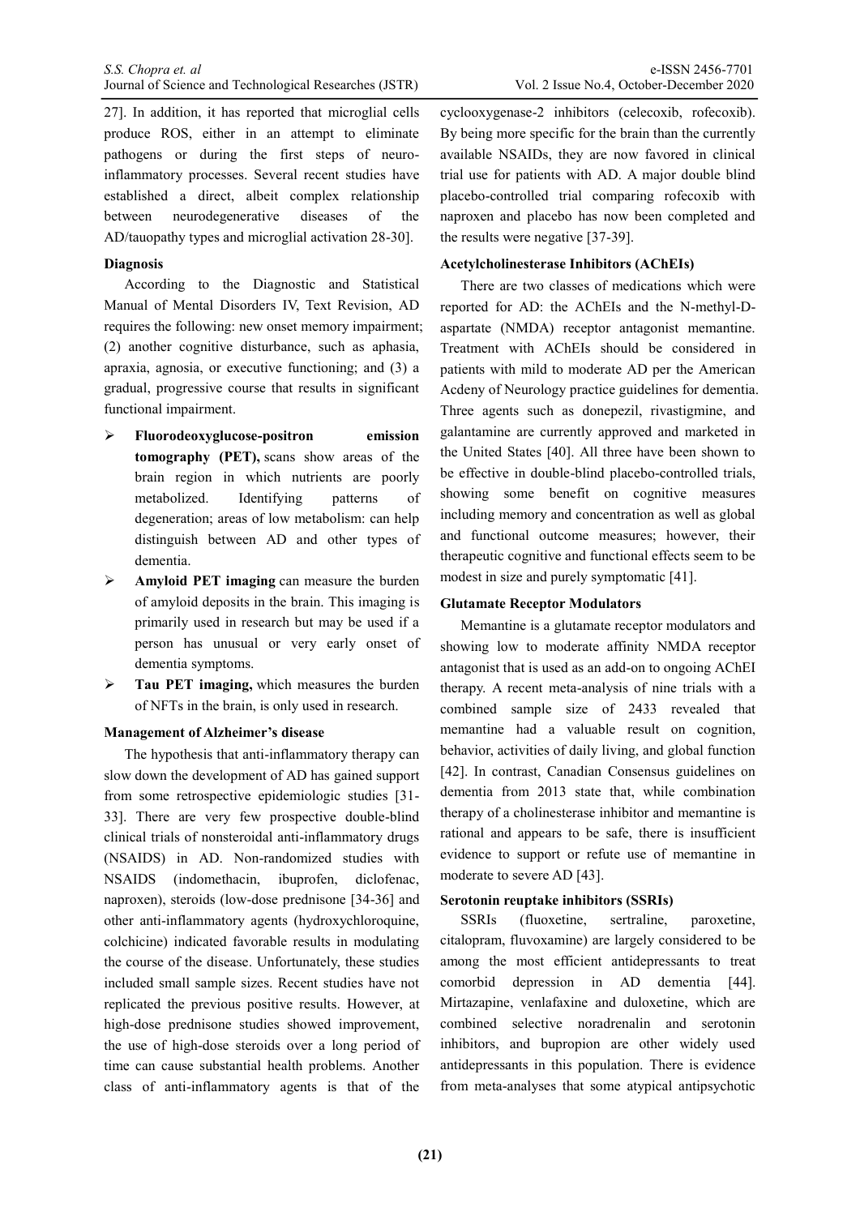27]. In addition, it has reported that microglial cells produce ROS, either in an attempt to eliminate pathogens or during the first steps of neuro-inflammatory processes. Several recent studies have established a direct, albeit complex relationship between neurodegenerative diseases of the AD/tauopathy types and microglial activation 28-30].

### Diagnosis

According to the Diagnostic and Statistical Manual of Mental Disorders IV, Text Revision, AD requires the following: new onset memory impairment; (2) another cognitive disturbance, such as aphasia, apraxia, agnosia, or executive functioning; and (3) a gradual, progressive course that results in significant functional impairment.

- **Fluorodeoxyglucose-positron emission tomography (PET),** scans show areas of the brain region in which nutrients are poorly metabolized. Identifying patterns of degeneration; areas of low metabolism: can help distinguish between AD and other types of dementia.
- **Amyloid PET imaging** can measure the burden of amyloid deposits in the brain. This imaging is primarily used in research but may be used if a person has unusual or very early onset of dementia symptoms.
- **Tau PET imaging,** which measures the burden of NFTs in the brain, is only used in research.

### Management of Alzheimer's disease

The hypothesis that anti-inflammatory therapy can slow down the development of AD has gained support from some retrospective epidemiologic studies [31-33]. There are very few prospective double-blind clinical trials of nonsteroidal anti-inflammatory drugs (NSAIDS) in AD. Non-randomized studies with NSAIDS (indomethacin, ibuprofen, diclofenac, naproxen), steroids (low-dose prednisone [34-36] and other anti-inflammatory agents (hydroxychloroquine, colchicine) indicated favorable results in modulating the course of the disease. Unfortunately, these studies included small sample sizes. Recent studies have not replicated the previous positive results. However, at high-dose prednisone studies showed improvement, the use of high-dose steroids over a long period of time can cause substantial health problems. Another class of anti-inflammatory agents is that of the cyclooxygenase-2 inhibitors (celecoxib, rofecoxib). By being more specific for the brain than the currently available NSAIDs, they are now favored in clinical trial use for patients with AD. A major double blind placebo-controlled trial comparing rofecoxib with naproxen and placebo has now been completed and the results were negative [37-39].

### Acetylcholinesterase Inhibitors (AChEIs)

There are two classes of medications which were reported for AD: the AChEIs and the N-methyl-D-aspartate (NMDA) receptor antagonist memantine. Treatment with AChEIs should be considered in patients with mild to moderate AD per the American Acdeny of Neurology practice guidelines for dementia. Three agents such as donepezil, rivastigmine, and galantamine are currently approved and marketed in the United States [40]. All three have been shown to be effective in double-blind placebo-controlled trials, showing some benefit on cognitive measures including memory and concentration as well as global and functional outcome measures; however, their therapeutic cognitive and functional effects seem to be modest in size and purely symptomatic [41].

### Glutamate Receptor Modulators

Memantine is a glutamate receptor modulators and showing low to moderate affinity NMDA receptor antagonist that is used as an add-on to ongoing AChEI therapy. A recent meta-analysis of nine trials with a combined sample size of 2433 revealed that memantine had a valuable result on cognition, behavior, activities of daily living, and global function [42]. In contrast, Canadian Consensus guidelines on dementia from 2013 state that, while combination therapy of a cholinesterase inhibitor and memantine is rational and appears to be safe, there is insufficient evidence to support or refute use of memantine in moderate to severe AD [43].

### Serotonin reuptake inhibitors (SSRIs)

SSRIs (fluoxetine, sertraline, paroxetine, citalopram, fluvoxamine) are largely considered to be among the most efficient antidepressants to treat comorbid depression in AD dementia [44]. Mirtazapine, venlafaxine and duloxetine, which are combined selective noradrenalin and serotonin inhibitors, and bupropion are other widely used antidepressants in this population. There is evidence from meta-analyses that some atypical antipsychotic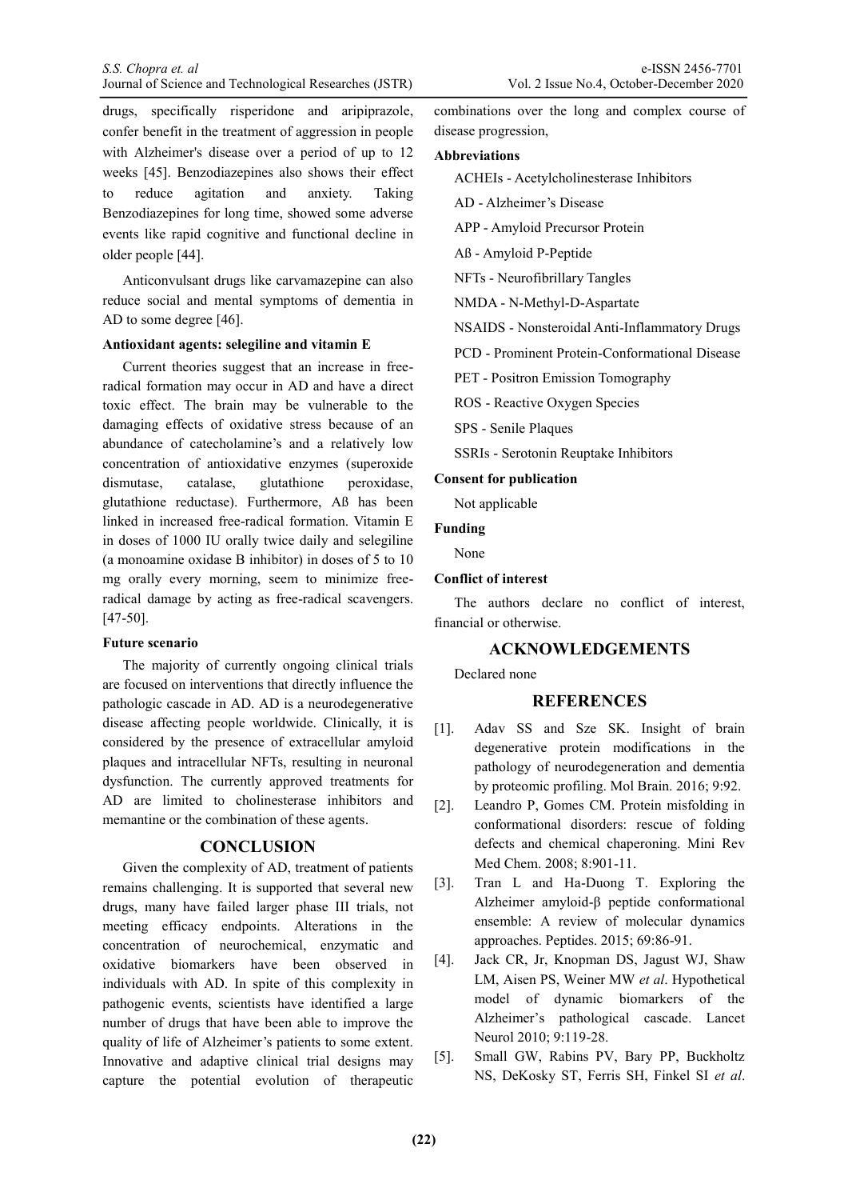drugs, specifically risperidone and aripiprazole, confer benefit in the treatment of aggression in people with Alzheimer's disease over a period of up to 12 weeks [45]. Benzodiazepines also shows their effect to reduce agitation and anxiety. Taking Benzodiazepines for long time, showed some adverse events like rapid cognitive and functional decline in older people [44].

Anticonvulsant drugs like carvamazepine can also reduce social and mental symptoms of dementia in AD to some degree [46].

**Antioxidant agents: selegiline and vitamin E**

Current theories suggest that an increase in free-radical formation may occur in AD and have a direct toxic effect. The brain may be vulnerable to the damaging effects of oxidative stress because of an abundance of catecholamine's and a relatively low concentration of antioxidative enzymes (superoxide dismutase, catalase, glutathione peroxidase, glutathione reductase). Furthermore, Aß has been linked in increased free-radical formation. Vitamin E in doses of 1000 IU orally twice daily and selegiline (a monoamine oxidase B inhibitor) in doses of 5 to 10 mg orally every morning, seem to minimize free-radical damage by acting as free-radical scavengers. [47-50].

**Future scenario**

The majority of currently ongoing clinical trials are focused on interventions that directly influence the pathologic cascade in AD. AD is a neurodegenerative disease affecting people worldwide. Clinically, it is considered by the presence of extracellular amyloid plaques and intracellular NFTs, resulting in neuronal dysfunction. The currently approved treatments for AD are limited to cholinesterase inhibitors and memantine or the combination of these agents.

## CONCLUSION

Given the complexity of AD, treatment of patients remains challenging. It is supported that several new drugs, many have failed larger phase III trials, not meeting efficacy endpoints. Alterations in the concentration of neurochemical, enzymatic and oxidative biomarkers have been observed in individuals with AD. In spite of this complexity in pathogenic events, scientists have identified a large number of drugs that have been able to improve the quality of life of Alzheimer's patients to some extent. Innovative and adaptive clinical trial designs may capture the potential evolution of therapeutic combinations over the long and complex course of disease progression,

**Abbreviations**

ACHEIs - Acetylcholinesterase Inhibitors

AD - Alzheimer's Disease

APP - Amyloid Precursor Protein

Aß - Amyloid P-Peptide

NFTs - Neurofibrillary Tangles

NMDA - N-Methyl-D-Aspartate

NSAIDS - Nonsteroidal Anti-Inflammatory Drugs

PCD - Prominent Protein-Conformational Disease

PET - Positron Emission Tomography

ROS - Reactive Oxygen Species

SPS - Senile Plaques

SSRIs - Serotonin Reuptake Inhibitors

**Consent for publication**

Not applicable

**Funding**

None

**Conflict of interest**

The authors declare no conflict of interest, financial or otherwise.

## ACKNOWLEDGEMENTS

Declared none

## REFERENCES

[1]. Adav SS and Sze SK. Insight of brain degenerative protein modifications in the pathology of neurodegeneration and dementia by proteomic profiling. Mol Brain. 2016; 9:92.

[2]. Leandro P, Gomes CM. Protein misfolding in conformational disorders: rescue of folding defects and chemical chaperoning. Mini Rev Med Chem. 2008; 8:901-11.

[3]. Tran L and Ha-Duong T. Exploring the Alzheimer amyloid-β peptide conformational ensemble: A review of molecular dynamics approaches. Peptides. 2015; 69:86-91.

[4]. Jack CR, Jr, Knopman DS, Jagust WJ, Shaw LM, Aisen PS, Weiner MW *et al*. Hypothetical model of dynamic biomarkers of the Alzheimer's pathological cascade. Lancet Neurol 2010; 9:119-28.

[5]. Small GW, Rabins PV, Bary PP, Buckholtz NS, DeKosky ST, Ferris SH, Finkel SI *et al*.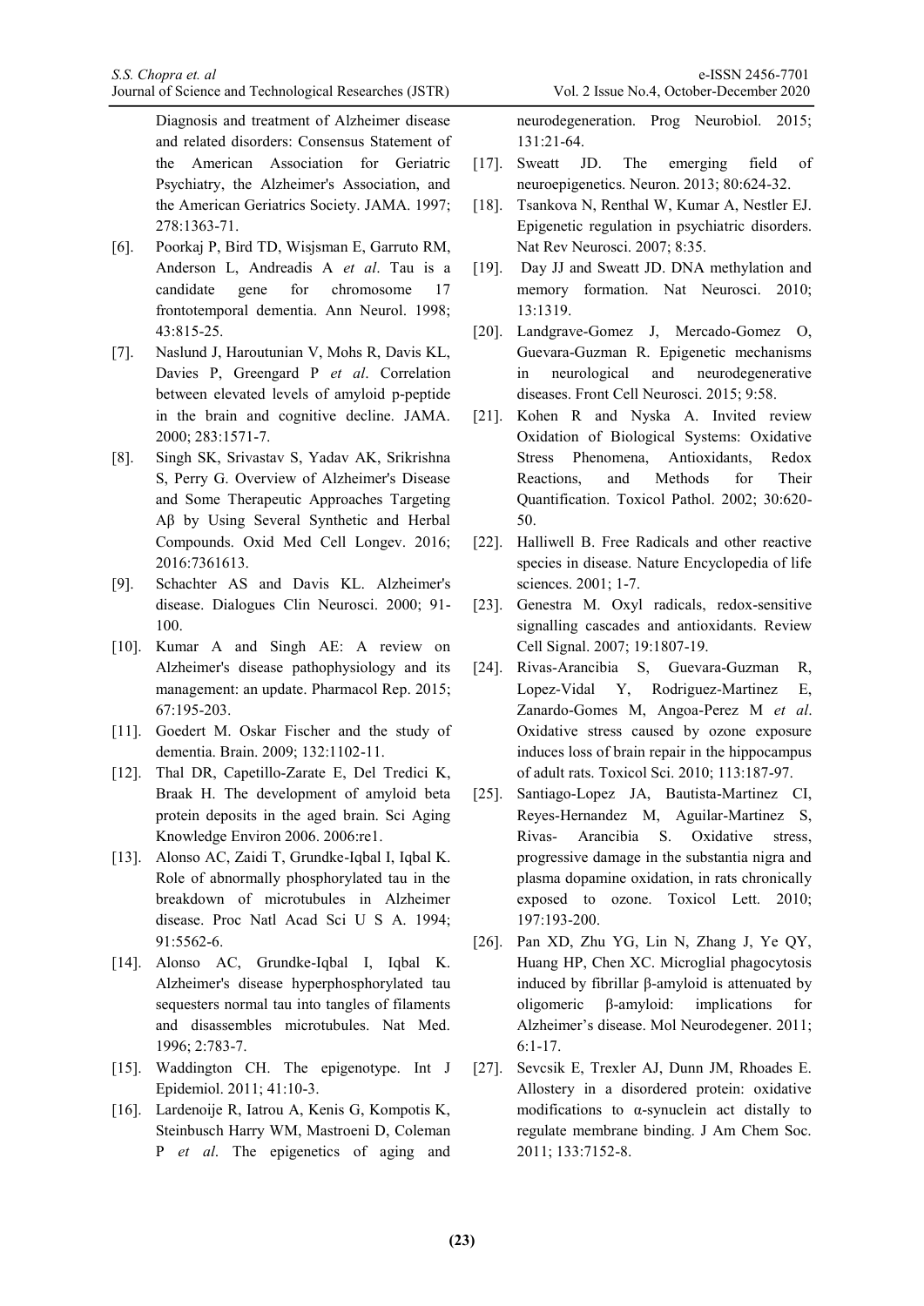Diagnosis and treatment of Alzheimer disease and related disorders: Consensus Statement of the American Association for Geriatric Psychiatry, the Alzheimer's Association, and the American Geriatrics Society. JAMA. 1997; 278:1363-71.

[6]. Poorkaj P, Bird TD, Wisjsman E, Garruto RM, Anderson L, Andreadis A *et al*. Tau is a candidate gene for chromosome 17 frontotemporal dementia. Ann Neurol. 1998; 43:815-25.

[7]. Naslund J, Haroutunian V, Mohs R, Davis KL, Davies P, Greengard P *et al*. Correlation between elevated levels of amyloid p-peptide in the brain and cognitive decline. JAMA. 2000; 283:1571-7.

[8]. Singh SK, Srivastav S, Yadav AK, Srikrishna S, Perry G. Overview of Alzheimer's Disease and Some Therapeutic Approaches Targeting Aβ by Using Several Synthetic and Herbal Compounds. Oxid Med Cell Longev. 2016; 2016:7361613.

[9]. Schachter AS and Davis KL. Alzheimer's disease. Dialogues Clin Neurosci. 2000; 91-100.

[10]. Kumar A and Singh AE: A review on Alzheimer's disease pathophysiology and its management: an update. Pharmacol Rep. 2015; 67:195-203.

[11]. Goedert M. Oskar Fischer and the study of dementia. Brain. 2009; 132:1102-11.

[12]. Thal DR, Capetillo-Zarate E, Del Tredici K, Braak H. The development of amyloid beta protein deposits in the aged brain. Sci Aging Knowledge Environ 2006. 2006:re1.

[13]. Alonso AC, Zaidi T, Grundke-Iqbal I, Iqbal K. Role of abnormally phosphorylated tau in the breakdown of microtubules in Alzheimer disease. Proc Natl Acad Sci U S A. 1994; 91:5562-6.

[14]. Alonso AC, Grundke-Iqbal I, Iqbal K. Alzheimer's disease hyperphosphorylated tau sequesters normal tau into tangles of filaments and disassembles microtubules. Nat Med. 1996; 2:783-7.

[15]. Waddington CH. The epigenotype. Int J Epidemiol. 2011; 41:10-3.

[16]. Lardenoije R, Iatrou A, Kenis G, Kompotis K, Steinbusch Harry WM, Mastroeni D, Coleman P *et al*. The epigenetics of aging and neurodegeneration. Prog Neurobiol. 2015; 131:21-64.

[17]. Sweatt JD. The emerging field of neuroepigenetics. Neuron. 2013; 80:624-32.

[18]. Tsankova N, Renthal W, Kumar A, Nestler EJ. Epigenetic regulation in psychiatric disorders. Nat Rev Neurosci. 2007; 8:35.

[19]. Day JJ and Sweatt JD. DNA methylation and memory formation. Nat Neurosci. 2010; 13:1319.

[20]. Landgrave-Gomez J, Mercado-Gomez O, Guevara-Guzman R. Epigenetic mechanisms in neurological and neurodegenerative diseases. Front Cell Neurosci. 2015; 9:58.

[21]. Kohen R and Nyska A. Invited review Oxidation of Biological Systems: Oxidative Stress Phenomena, Antioxidants, Redox Reactions, and Methods for Their Quantification. Toxicol Pathol. 2002; 30:620-50.

[22]. Halliwell B. Free Radicals and other reactive species in disease. Nature Encyclopedia of life sciences. 2001; 1-7.

[23]. Genestra M. Oxyl radicals, redox-sensitive signalling cascades and antioxidants. Review Cell Signal. 2007; 19:1807-19.

[24]. Rivas-Arancibia S, Guevara-Guzman R, Lopez-Vidal Y, Rodriguez-Martinez E, Zanardo-Gomes M, Angoa-Perez M *et al*. Oxidative stress caused by ozone exposure induces loss of brain repair in the hippocampus of adult rats. Toxicol Sci. 2010; 113:187-97.

[25]. Santiago-Lopez JA, Bautista-Martinez CI, Reyes-Hernandez M, Aguilar-Martinez S, Rivas- Arancibia S. Oxidative stress, progressive damage in the substantia nigra and plasma dopamine oxidation, in rats chronically exposed to ozone. Toxicol Lett. 2010; 197:193-200.

[26]. Pan XD, Zhu YG, Lin N, Zhang J, Ye QY, Huang HP, Chen XC. Microglial phagocytosis induced by fibrillar β-amyloid is attenuated by oligomeric β-amyloid: implications for Alzheimer's disease. Mol Neurodegener. 2011; 6:1-17.

[27]. Sevcsik E, Trexler AJ, Dunn JM, Rhoades E. Allostery in a disordered protein: oxidative modifications to α-synuclein act distally to regulate membrane binding. J Am Chem Soc. 2011; 133:7152-8.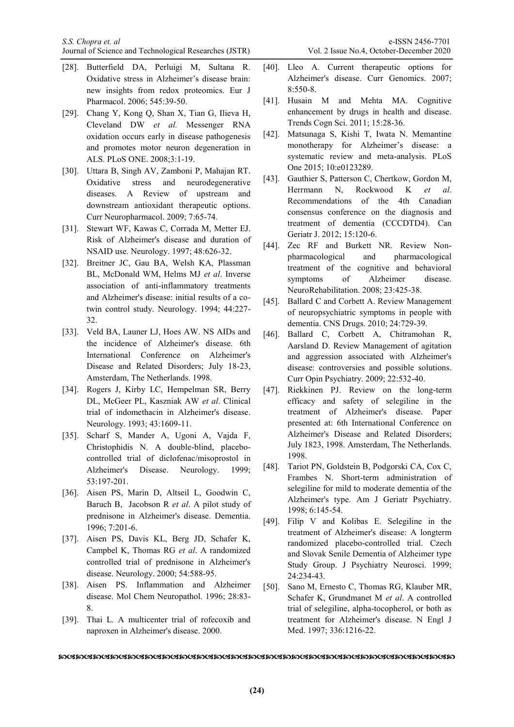[28]. Butterfield DA, Perluigi M, Sultana R. Oxidative stress in Alzheimer's disease brain: new insights from redox proteomics. Eur J Pharmacol. 2006; 545:39-50.

[29]. Chang Y, Kong Q, Shan X, Tian G, Ilieva H, Cleveland DW *et al.* Messenger RNA oxidation occurs early in disease pathogenesis and promotes motor neuron degeneration in ALS. PLoS ONE. 2008;3:1-19.

[30]. Uttara B, Singh AV, Zamboni P, Mahajan RT. Oxidative stress and neurodegenerative diseases. A Review of upstream and downstream antioxidant therapeutic options. Curr Neuropharmacol. 2009; 7:65-74.

[31]. Stewart WF, Kawas C, Corrada M, Metter EJ. Risk of Alzheimer's disease and duration of NSAID use. Neurology. 1997; 48:626-32.

[32]. Breitner JC, Gau BA, Welsh KA, Plassman BL, McDonald WM, Helms MJ *et al*. Inverse association of anti-inflammatory treatments and Alzheimer's disease: initial results of a co-twin control study. Neurology. 1994; 44:227-32.

[33]. Veld BA, Launer LJ, Hoes AW. NS AIDs and the incidence of Alzheimer's disease. 6th International Conference on Alzheimer's Disease and Related Disorders; July 18-23, Amsterdam, The Netherlands. 1998.

[34]. Rogers J, Kirby LC, Hempelman SR, Berry DL, McGeer PL, Kaszniak AW *et al*. Clinical trial of indomethacin in Alzheimer's disease. Neurology. 1993; 43:1609-11.

[35]. Scharf S, Mander A, Ugoni A, Vajda F, Christophidis N. A double-blind, placebo-controlled trial of diclofenac/misoprostol in Alzheimer's Disease. Neurology. 1999; 53:197-201.

[36]. Aisen PS, Marin D, Altseil L, Goodwin C, Baruch B, Jacobson R *et al*. A pilot study of prednisone in Alzheimer's disease. Dementia. 1996; 7:201-6.

[37]. Aisen PS, Davis KL, Berg JD, Schafer K, Campbel K, Thomas RG *et al*. A randomized controlled trial of prednisone in Alzheimer's disease. Neurology. 2000; 54:588-95.

[38]. Aisen PS. Inflammation and Alzheimer disease. Mol Chem Neuropathol. 1996; 28:83-8.

[39]. Thai L. A multicenter trial of rofecoxib and naproxen in Alzheimer's disease. 2000.

[40]. Lleo A. Current therapeutic options for Alzheimer's disease. Curr Genomics. 2007; 8:550-8.

[41]. Husain M and Mehta MA. Cognitive enhancement by drugs in health and disease. Trends Cogn Sci. 2011; 15:28-36.

[42]. Matsunaga S, Kishi T, Iwata N. Memantine monotherapy for Alzheimer's disease: a systematic review and meta-analysis. PLoS One 2015; 10:e0123289.

[43]. Gauthier S, Patterson C, Chertkow, Gordon M, Herrmann N, Rockwood K *et al*. Recommendations of the 4th Canadian consensus conference on the diagnosis and treatment of dementia (CCCDTD4). Can Geriatr J. 2012; 15:120-6.

[44]. Zec RF and Burkett NR. Review Non-pharmacological and pharmacological treatment of the cognitive and behavioral symptoms of Alzheimer disease. NeuroRehabilitation. 2008; 23:425-38.

[45]. Ballard C and Corbett A. Review Management of neuropsychiatric symptoms in people with dementia. CNS Drugs. 2010; 24:729-39.

[46]. Ballard C, Corbett A, Chitramohan R, Aarsland D. Review Management of agitation and aggression associated with Alzheimer's disease: controversies and possible solutions. Curr Opin Psychiatry. 2009; 22:532-40.

[47]. Riekkinen PJ. Review on the long-term efficacy and safety of selegiline in the treatment of Alzheimer's disease. Paper presented at: 6th International Conference on Alzheimer's Disease and Related Disorders; July 1823, 1998. Amsterdam, The Netherlands. 1998.

[48]. Tariot PN, Goldstein B, Podgorski CA, Cox C, Frambes N. Short-term administration of selegiline for mild to moderate dementia of the Alzheimer's type. Am J Geriatr Psychiatry. 1998; 6:145-54.

[49]. Filip V and Kolibas E. Selegiline in the treatment of Alzheimer's disease: A longterm randomized placebo-controlled trial. Czech and Slovak Senile Dementia of Alzheimer type Study Group. J Psychiatry Neurosci. 1999; 24:234-43.

[50]. Sano M, Ernesto C, Thomas RG, Klauber MR, Schafer K, Grundmanet M *et al*. A controlled trial of selegiline, alpha-tocopherol, or both as treatment for Alzheimer's disease. N Engl J Med. 1997; 336:1216-22.